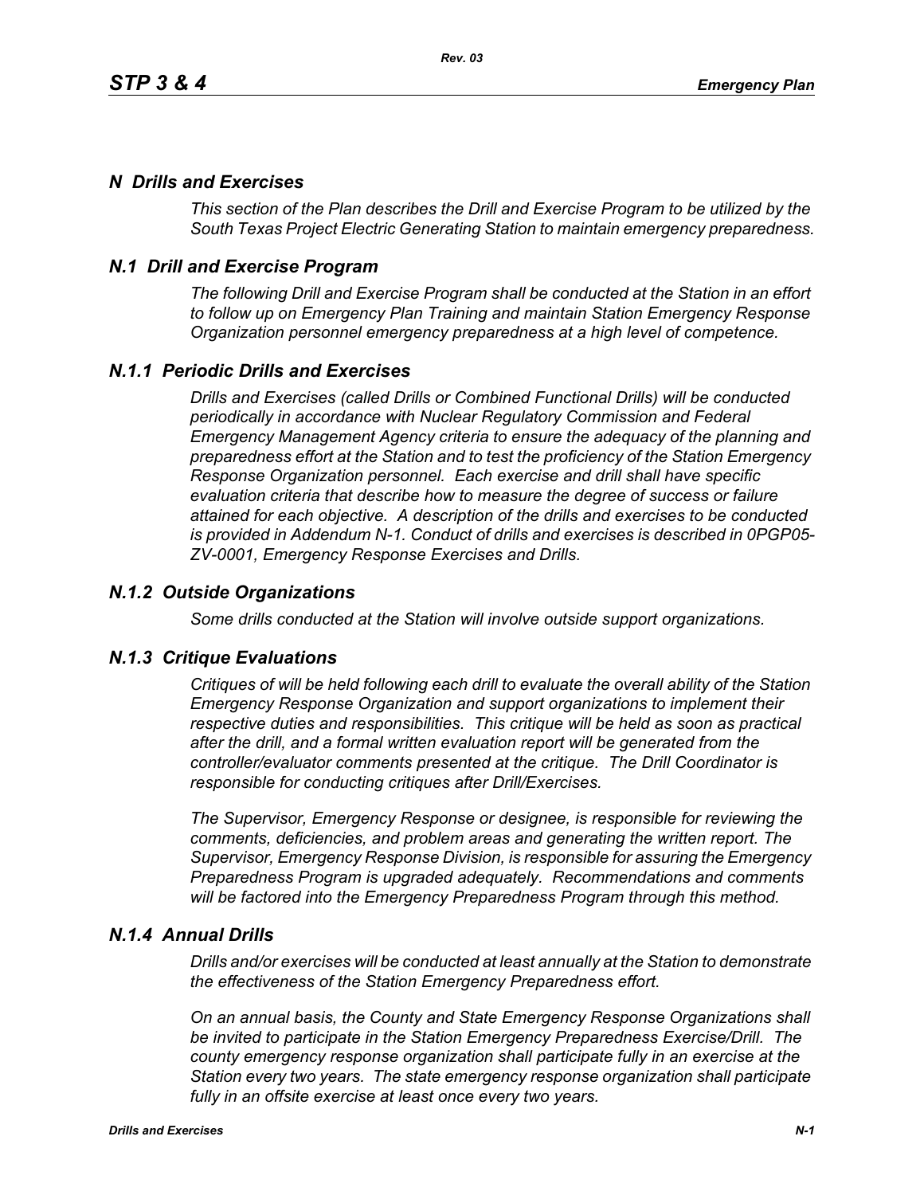## *N Drills and Exercises*

*This section of the Plan describes the Drill and Exercise Program to be utilized by the South Texas Project Electric Generating Station to maintain emergency preparedness.*

## *N.1 Drill and Exercise Program*

*The following Drill and Exercise Program shall be conducted at the Station in an effort to follow up on Emergency Plan Training and maintain Station Emergency Response Organization personnel emergency preparedness at a high level of competence.*

### *N.1.1 Periodic Drills and Exercises*

*Drills and Exercises (called Drills or Combined Functional Drills) will be conducted periodically in accordance with Nuclear Regulatory Commission and Federal Emergency Management Agency criteria to ensure the adequacy of the planning and preparedness effort at the Station and to test the proficiency of the Station Emergency Response Organization personnel. Each exercise and drill shall have specific evaluation criteria that describe how to measure the degree of success or failure attained for each objective. A description of the drills and exercises to be conducted is provided in Addendum N-1. Conduct of drills and exercises is described in 0PGP05-ZV-0001, Emergency Response Exercises and Drills.*

### *N.1.2 Outside Organizations*

*Some drills conducted at the Station will involve outside support organizations.*

### *N.1.3 Critique Evaluations*

*Critiques of will be held following each drill to evaluate the overall ability of the Station Emergency Response Organization and support organizations to implement their respective duties and responsibilities. This critique will be held as soon as practical after the drill, and a formal written evaluation report will be generated from the controller/evaluator comments presented at the critique. The Drill Coordinator is responsible for conducting critiques after Drill/Exercises.*

*The Supervisor, Emergency Response or designee, is responsible for reviewing the comments, deficiencies, and problem areas and generating the written report. The Supervisor, Emergency Response Division, is responsible for assuring the Emergency Preparedness Program is upgraded adequately. Recommendations and comments will be factored into the Emergency Preparedness Program through this method.*

### *N.1.4 Annual Drills*

*Drills and/or exercises will be conducted at least annually at the Station to demonstrate the effectiveness of the Station Emergency Preparedness effort.*

*On an annual basis, the County and State Emergency Response Organizations shall be invited to participate in the Station Emergency Preparedness Exercise/Drill. The county emergency response organization shall participate fully in an exercise at the Station every two years. The state emergency response organization shall participate fully in an offsite exercise at least once every two years.*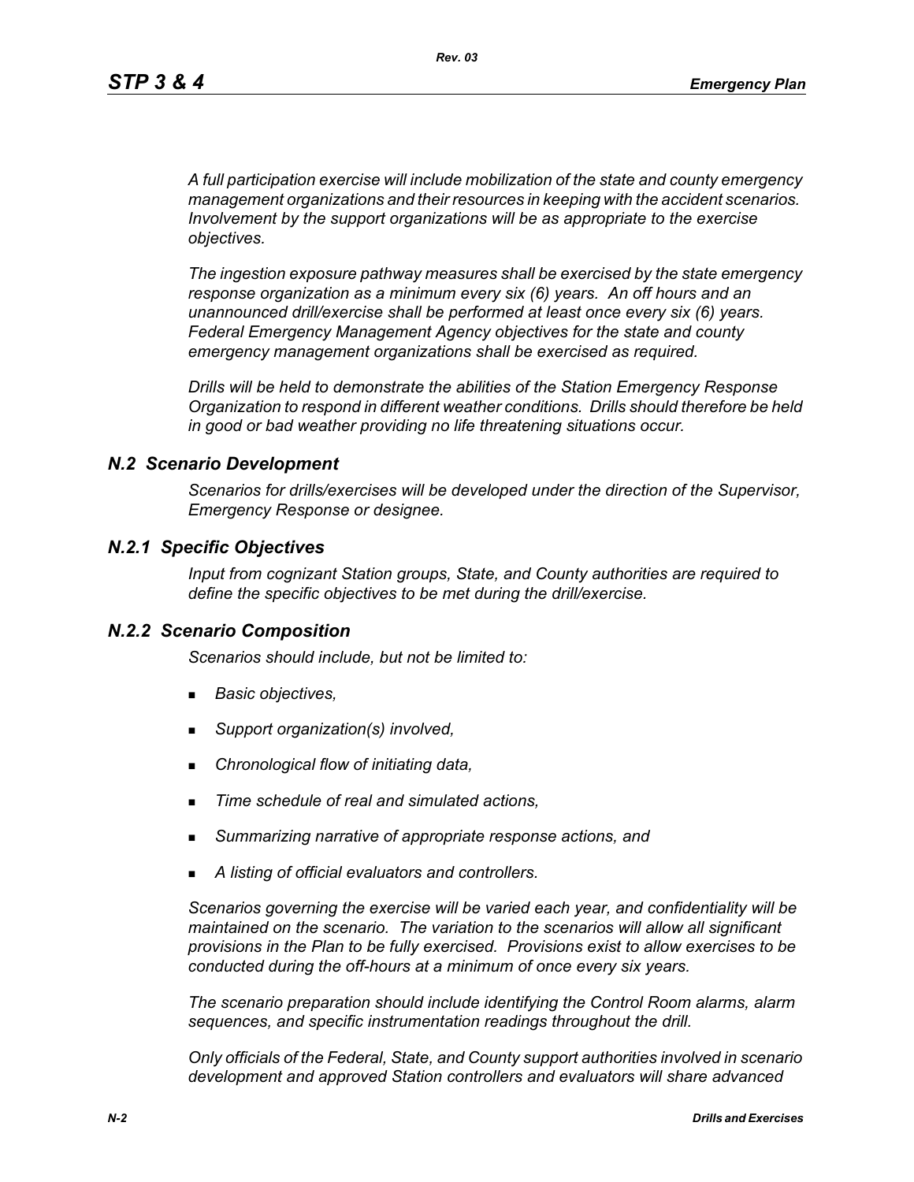*A full participation exercise will include mobilization of the state and county emergency management organizations and their resources in keeping with the accident scenarios. Involvement by the support organizations will be as appropriate to the exercise objectives.*

*The ingestion exposure pathway measures shall be exercised by the state emergency response organization as a minimum every six (6) years. An off hours and an unannounced drill/exercise shall be performed at least once every six (6) years. Federal Emergency Management Agency objectives for the state and county emergency management organizations shall be exercised as required.*

*Drills will be held to demonstrate the abilities of the Station Emergency Response Organization to respond in different weather conditions. Drills should therefore be held in good or bad weather providing no life threatening situations occur.*

## *N.2 Scenario Development*

*Scenarios for drills/exercises will be developed under the direction of the Supervisor, Emergency Response or designee.*

### *N.2.1 Specific Objectives*

*Input from cognizant Station groups, State, and County authorities are required to define the specific objectives to be met during the drill/exercise.*

### *N.2.2 Scenario Composition*

*Scenarios should include, but not be limited to:*

- *Basic objectives,*
- *Support organization(s) involved,*
- *Chronological flow of initiating data,*
- *Time schedule of real and simulated actions,*
- *Summarizing narrative of appropriate response actions, and*
- *A listing of official evaluators and controllers.*

*Scenarios governing the exercise will be varied each year, and confidentiality will be maintained on the scenario. The variation to the scenarios will allow all significant provisions in the Plan to be fully exercised. Provisions exist to allow exercises to be conducted during the off-hours at a minimum of once every six years.*

*The scenario preparation should include identifying the Control Room alarms, alarm sequences, and specific instrumentation readings throughout the drill.*

*Only officials of the Federal, State, and County support authorities involved in scenario development and approved Station controllers and evaluators will share advanced*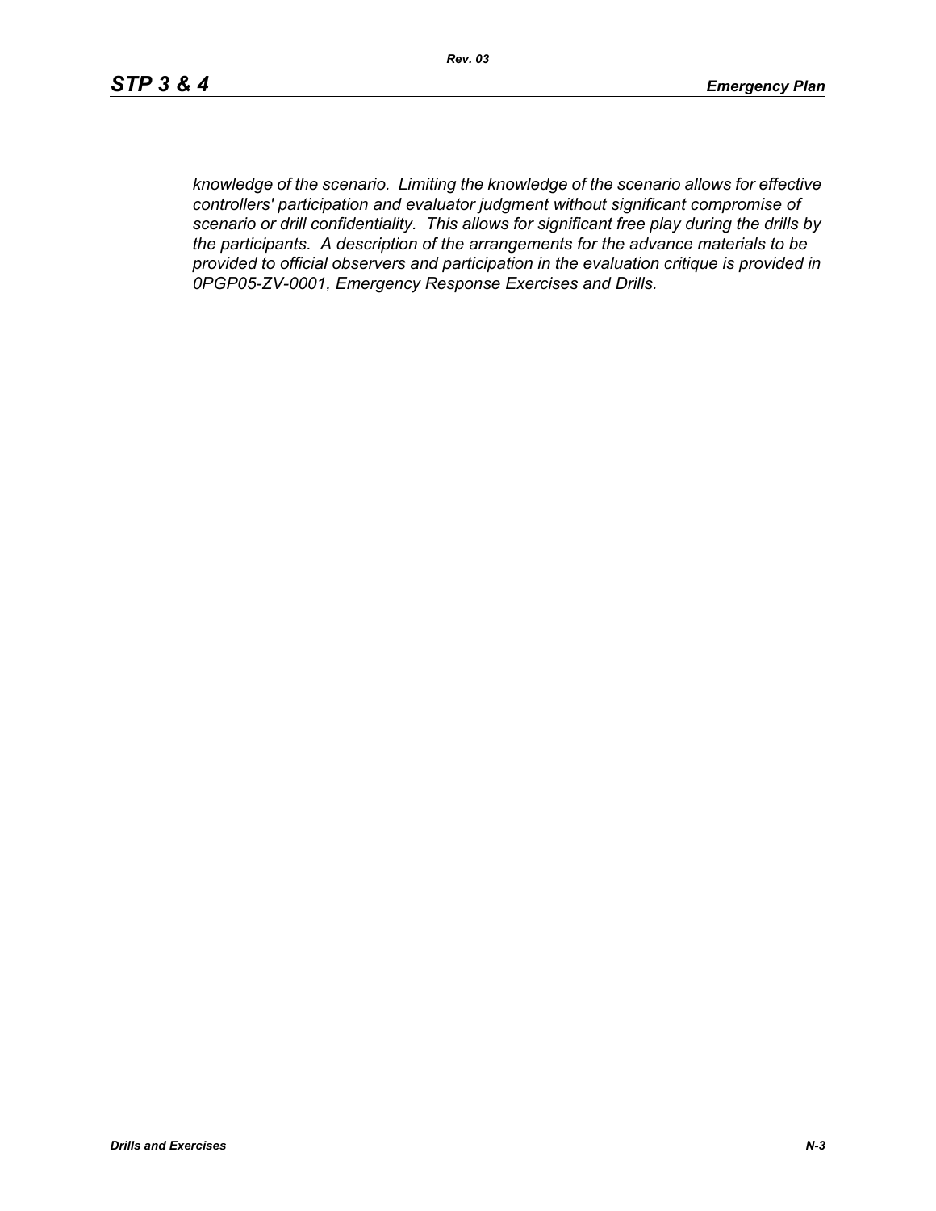*knowledge of the scenario. Limiting the knowledge of the scenario allows for effective controllers' participation and evaluator judgment without significant compromise of scenario or drill confidentiality. This allows for significant free play during the drills by the participants. A description of the arrangements for the advance materials to be provided to official observers and participation in the evaluation critique is provided in 0PGP05-ZV-0001, Emergency Response Exercises and Drills.*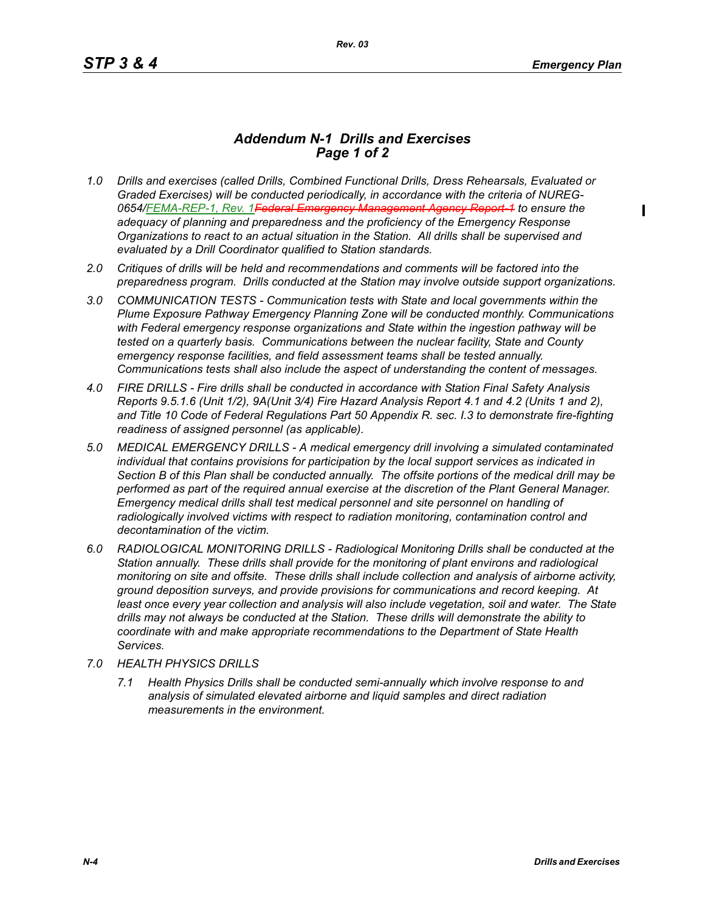# Addendum N-1 Drills and Exercises
## Page 1 of 2

*1.0 Drills and exercises (called Drills, Combined Functional Drills, Dress Rehearsals, Evaluated or Graded Exercises) will be conducted periodically, in accordance with the criteria of NUREG-0654/FEMA-REP-1, Rev. 1~~Federal Emergency Management Agency Report-1~~ to ensure the adequacy of planning and preparedness and the proficiency of the Emergency Response Organizations to react to an actual situation in the Station. All drills shall be supervised and evaluated by a Drill Coordinator qualified to Station standards.*

*2.0 Critiques of drills will be held and recommendations and comments will be factored into the preparedness program. Drills conducted at the Station may involve outside support organizations.*

*3.0 COMMUNICATION TESTS - Communication tests with State and local governments within the Plume Exposure Pathway Emergency Planning Zone will be conducted monthly. Communications with Federal emergency response organizations and State within the ingestion pathway will be tested on a quarterly basis. Communications between the nuclear facility, State and County emergency response facilities, and field assessment teams shall be tested annually. Communications tests shall also include the aspect of understanding the content of messages.*

*4.0 FIRE DRILLS - Fire drills shall be conducted in accordance with Station Final Safety Analysis Reports 9.5.1.6 (Unit 1/2), 9A(Unit 3/4) Fire Hazard Analysis Report 4.1 and 4.2 (Units 1 and 2), and Title 10 Code of Federal Regulations Part 50 Appendix R. sec. I.3 to demonstrate fire-fighting readiness of assigned personnel (as applicable).*

*5.0 MEDICAL EMERGENCY DRILLS - A medical emergency drill involving a simulated contaminated individual that contains provisions for participation by the local support services as indicated in Section B of this Plan shall be conducted annually. The offsite portions of the medical drill may be performed as part of the required annual exercise at the discretion of the Plant General Manager. Emergency medical drills shall test medical personnel and site personnel on handling of radiologically involved victims with respect to radiation monitoring, contamination control and decontamination of the victim.*

*6.0 RADIOLOGICAL MONITORING DRILLS - Radiological Monitoring Drills shall be conducted at the Station annually. These drills shall provide for the monitoring of plant environs and radiological monitoring on site and offsite. These drills shall include collection and analysis of airborne activity, ground deposition surveys, and provide provisions for communications and record keeping. At least once every year collection and analysis will also include vegetation, soil and water. The State drills may not always be conducted at the Station. These drills will demonstrate the ability to coordinate with and make appropriate recommendations to the Department of State Health Services.*

*7.0 HEALTH PHYSICS DRILLS*

*7.1 Health Physics Drills shall be conducted semi-annually which involve response to and analysis of simulated elevated airborne and liquid samples and direct radiation measurements in the environment.*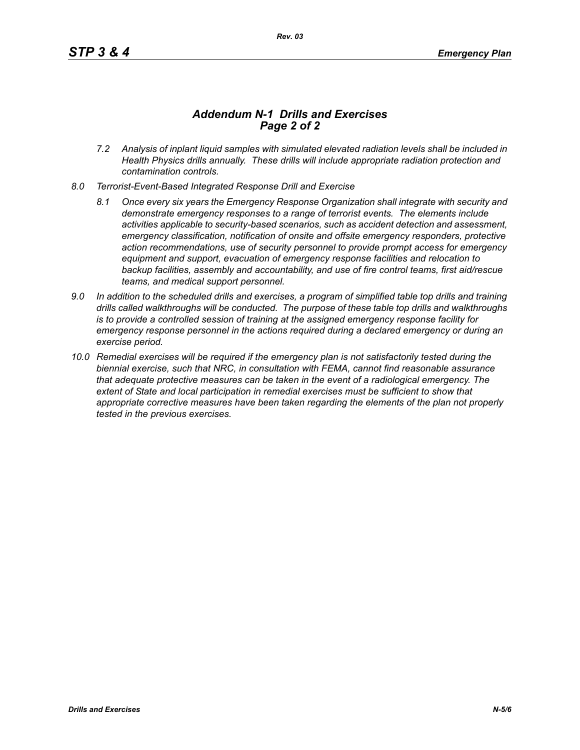## *Addendum N-1 Drills and Exercises*
## *Page 2 of 2*

*7.2 Analysis of inplant liquid samples with simulated elevated radiation levels shall be included in Health Physics drills annually. These drills will include appropriate radiation protection and contamination controls.*

*8.0 Terrorist-Event-Based Integrated Response Drill and Exercise*

*8.1 Once every six years the Emergency Response Organization shall integrate with security and demonstrate emergency responses to a range of terrorist events. The elements include activities applicable to security-based scenarios, such as accident detection and assessment, emergency classification, notification of onsite and offsite emergency responders, protective action recommendations, use of security personnel to provide prompt access for emergency equipment and support, evacuation of emergency response facilities and relocation to backup facilities, assembly and accountability, and use of fire control teams, first aid/rescue teams, and medical support personnel.*

*9.0 In addition to the scheduled drills and exercises, a program of simplified table top drills and training drills called walkthroughs will be conducted. The purpose of these table top drills and walkthroughs is to provide a controlled session of training at the assigned emergency response facility for emergency response personnel in the actions required during a declared emergency or during an exercise period.*

*10.0 Remedial exercises will be required if the emergency plan is not satisfactorily tested during the biennial exercise, such that NRC, in consultation with FEMA, cannot find reasonable assurance that adequate protective measures can be taken in the event of a radiological emergency. The extent of State and local participation in remedial exercises must be sufficient to show that appropriate corrective measures have been taken regarding the elements of the plan not properly tested in the previous exercises.*